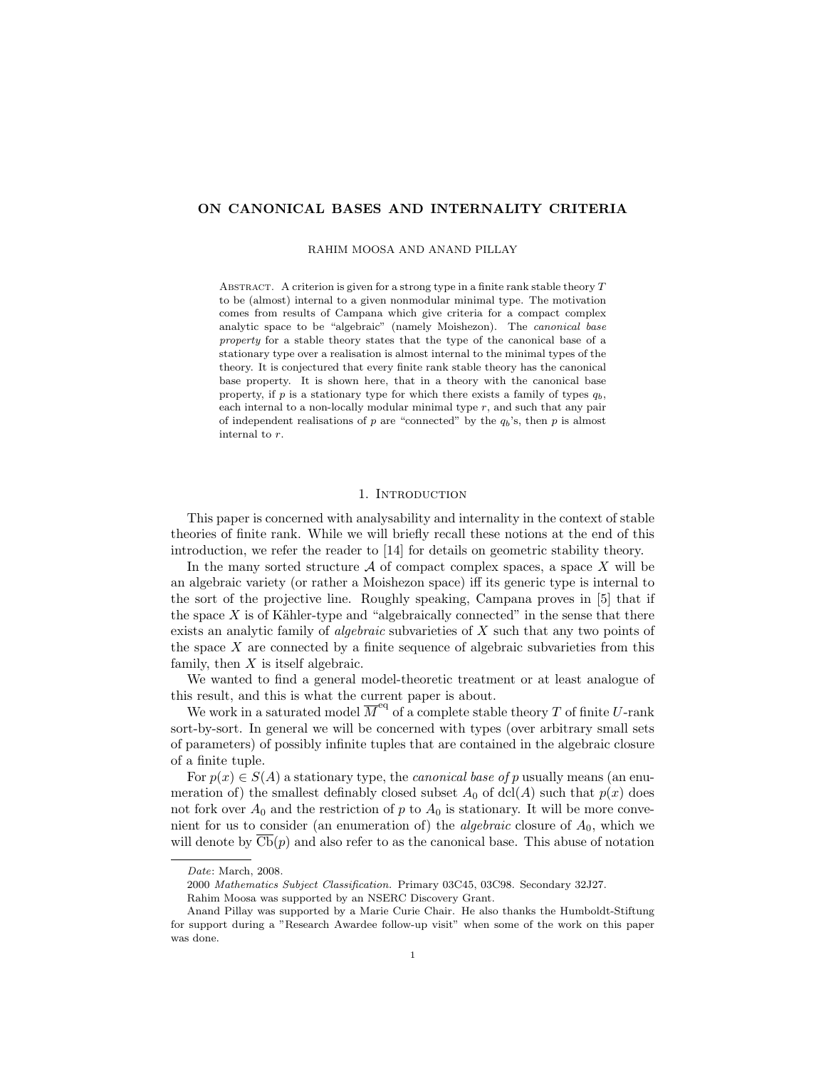# ON CANONICAL BASES AND INTERNALITY CRITERIA

RAHIM MOOSA AND ANAND PILLAY

Abstract. A criterion is given for a strong type in a finite rank stable theory $T$ to be (almost) internal to a given nonmodular minimal type. The motivation comes from results of Campana which give criteria for a compact complex analytic space to be "algebraic" (namely Moishezon). The *canonical base property* for a stable theory states that the type of the canonical base of a stationary type over a realisation is almost internal to the minimal types of the theory. It is conjectured that every finite rank stable theory has the canonical base property. It is shown here, that in a theory with the canonical base property, if $p$ is a stationary type for which there exists a family of types $q_b$, each internal to a non-locally modular minimal type $r$, and such that any pair of independent realisations of $p$ are "connected" by the $q_b$'s, then $p$ is almost internal to $r$.

## 1. Introduction

This paper is concerned with analysability and internality in the context of stable theories of finite rank. While we will briefly recall these notions at the end of this introduction, we refer the reader to [14] for details on geometric stability theory.

In the many sorted structure $\mathcal{A}$ of compact complex spaces, a space $X$ will be an algebraic variety (or rather a Moishezon space) iff its generic type is internal to the sort of the projective line. Roughly speaking, Campana proves in [5] that if the space $X$ is of Kähler-type and "algebraically connected" in the sense that there exists an analytic family of *algebraic* subvarieties of $X$ such that any two points of the space $X$ are connected by a finite sequence of algebraic subvarieties from this family, then $X$ is itself algebraic.

We wanted to find a general model-theoretic treatment or at least analogue of this result, and this is what the current paper is about.

We work in a saturated model $\overline{M}^{\mathrm{eq}}$ of a complete stable theory $T$ of finite $U$-rank sort-by-sort. In general we will be concerned with types (over arbitrary small sets of parameters) of possibly infinite tuples that are contained in the algebraic closure of a finite tuple.

For $p(x) \in S(A)$ a stationary type, the *canonical base of* $p$ usually means (an enumeration of) the smallest definably closed subset $A_0$ of $\mathrm{dcl}(A)$ such that $p(x)$ does not fork over $A_0$ and the restriction of $p$ to $A_0$ is stationary. It will be more convenient for us to consider (an enumeration of) the *algebraic* closure of $A_0$, which we will denote by $\overline{\mathrm{Cb}}(p)$ and also refer to as the canonical base. This abuse of notation

---

*Date*: March, 2008.

2000 *Mathematics Subject Classification.* Primary 03C45, 03C98. Secondary 32J27.

Rahim Moosa was supported by an NSERC Discovery Grant.

Anand Pillay was supported by a Marie Curie Chair. He also thanks the Humboldt-Stiftung for support during a "Research Awardee follow-up visit" when some of the work on this paper was done.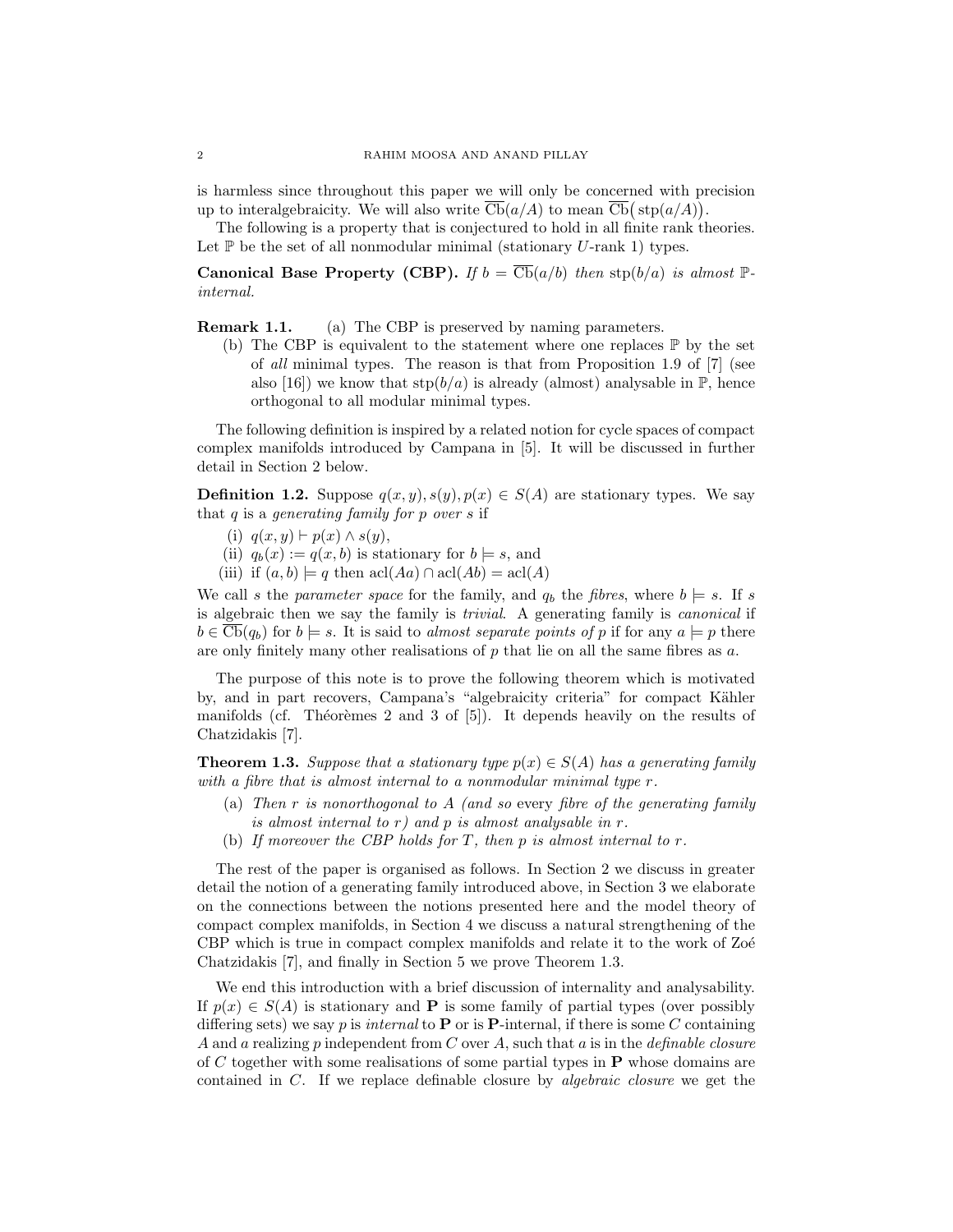is harmless since throughout this paper we will only be concerned with precision up to interalgebraicity. We will also write $\overline{\mathrm{Cb}}(a/A)$ to mean $\overline{\mathrm{Cb}}\big(\mathrm{stp}(a/A)\big)$.

The following is a property that is conjectured to hold in all finite rank theories. Let $\mathbb{P}$ be the set of all nonmodular minimal (stationary $U$-rank 1) types.

**Canonical Base Property (CBP).** *If $b = \overline{\mathrm{Cb}}(a/b)$ then $\mathrm{stp}(b/a)$ is almost $\mathbb{P}$-internal.*

**Remark 1.1.**
(a) The CBP is preserved by naming parameters.
(b) The CBP is equivalent to the statement where one replaces $\mathbb{P}$ by the set of *all* minimal types. The reason is that from Proposition 1.9 of [7] (see also [16]) we know that $\mathrm{stp}(b/a)$ is already (almost) analysable in $\mathbb{P}$, hence orthogonal to all modular minimal types.

The following definition is inspired by a related notion for cycle spaces of compact complex manifolds introduced by Campana in [5]. It will be discussed in further detail in Section 2 below.

**Definition 1.2.** Suppose $q(x,y), s(y), p(x) \in S(A)$ are stationary types. We say that $q$ is a *generating family for $p$ over $s$* if

(i) $q(x,y) \vdash p(x) \wedge s(y)$,
(ii) $q_b(x) := q(x,b)$ is stationary for $b \models s$, and
(iii) if $(a,b) \models q$ then $\mathrm{acl}(Aa) \cap \mathrm{acl}(Ab) = \mathrm{acl}(A)$

We call $s$ the *parameter space* for the family, and $q_b$ the *fibres*, where $b \models s$. If $s$ is algebraic then we say the family is *trivial*. A generating family is *canonical* if $b \in \overline{\mathrm{Cb}}(q_b)$ for $b \models s$. It is said to *almost separate points of* $p$ if for any $a \models p$ there are only finitely many other realisations of $p$ that lie on all the same fibres as $a$.

The purpose of this note is to prove the following theorem which is motivated by, and in part recovers, Campana's "algebraicity criteria" for compact Kähler manifolds (cf. Théorèmes 2 and 3 of [5]). It depends heavily on the results of Chatzidakis [7].

**Theorem 1.3.** *Suppose that a stationary type $p(x) \in S(A)$ has a generating family with a fibre that is almost internal to a nonmodular minimal type $r$.*

(a) *Then $r$ is nonorthogonal to $A$ (and so* every *fibre of the generating family is almost internal to $r$) and $p$ is almost analysable in $r$.*
(b) *If moreover the CBP holds for $T$, then $p$ is almost internal to $r$.*

The rest of the paper is organised as follows. In Section 2 we discuss in greater detail the notion of a generating family introduced above, in Section 3 we elaborate on the connections between the notions presented here and the model theory of compact complex manifolds, in Section 4 we discuss a natural strengthening of the CBP which is true in compact complex manifolds and relate it to the work of Zoé Chatzidakis [7], and finally in Section 5 we prove Theorem 1.3.

We end this introduction with a brief discussion of internality and analysability. If $p(x) \in S(A)$ is stationary and $\mathbf{P}$ is some family of partial types (over possibly differing sets) we say $p$ is *internal* to $\mathbf{P}$ or is $\mathbf{P}$-internal, if there is some $C$ containing $A$ and $a$ realizing $p$ independent from $C$ over $A$, such that $a$ is in the *definable closure* of $C$ together with some realisations of some partial types in $\mathbf{P}$ whose domains are contained in $C$. If we replace definable closure by *algebraic closure* we get the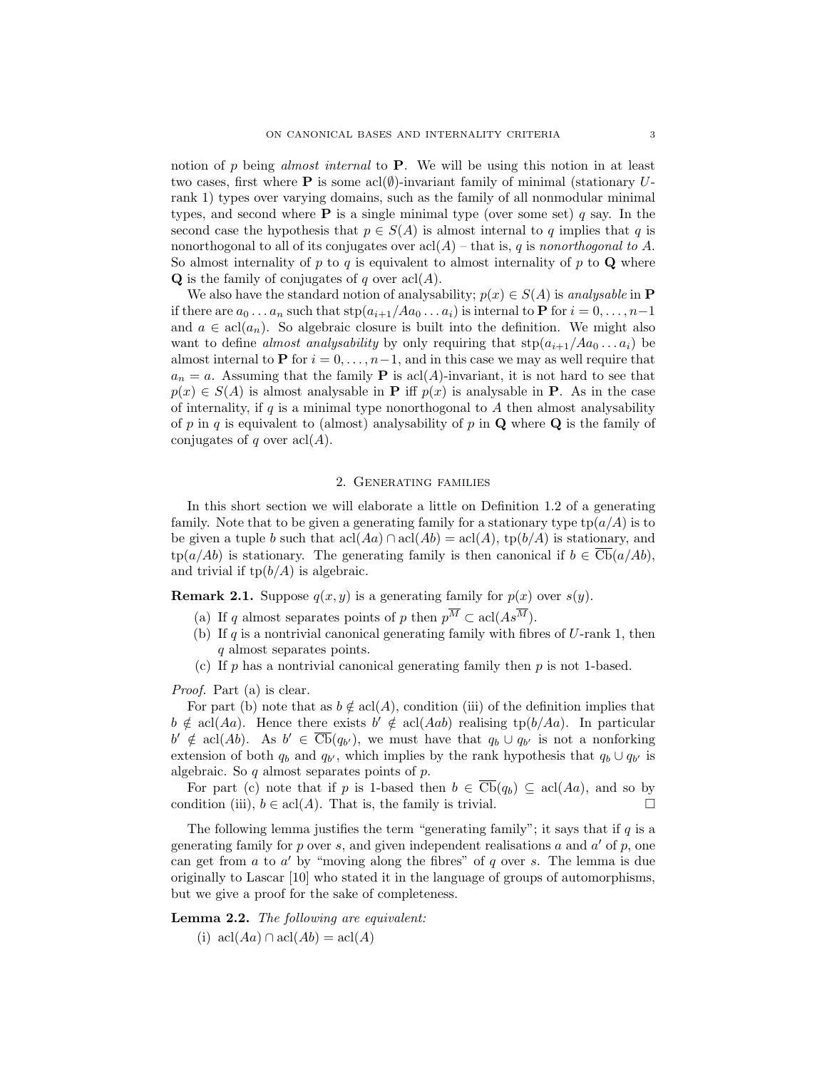notion of $p$ being *almost internal* to $\mathbf{P}$. We will be using this notion in at least two cases, first where $\mathbf{P}$ is some $\operatorname{acl}(\emptyset)$-invariant family of minimal (stationary $U$-rank 1) types over varying domains, such as the family of all nonmodular minimal types, and second where $\mathbf{P}$ is a single minimal type (over some set) $q$ say. In the second case the hypothesis that $p \in S(A)$ is almost internal to $q$ implies that $q$ is nonorthogonal to all of its conjugates over $\operatorname{acl}(A)$ – that is, $q$ is *nonorthogonal to $A$*. So almost internality of $p$ to $q$ is equivalent to almost internality of $p$ to $\mathbf{Q}$ where $\mathbf{Q}$ is the family of conjugates of $q$ over $\operatorname{acl}(A)$.

We also have the standard notion of analysability; $p(x) \in S(A)$ is *analysable* in $\mathbf{P}$ if there are $a_0 \dots a_n$ such that $\operatorname{stp}(a_{i+1}/Aa_0 \dots a_i)$ is internal to $\mathbf{P}$ for $i = 0, \dots, n-1$ and $a \in \operatorname{acl}(a_n)$. So algebraic closure is built into the definition. We might also want to define *almost analysability* by only requiring that $\operatorname{stp}(a_{i+1}/Aa_0 \dots a_i)$ be almost internal to $\mathbf{P}$ for $i = 0, \dots, n-1$, and in this case we may as well require that $a_n = a$. Assuming that the family $\mathbf{P}$ is $\operatorname{acl}(A)$-invariant, it is not hard to see that $p(x) \in S(A)$ is almost analysable in $\mathbf{P}$ iff $p(x)$ is analysable in $\mathbf{P}$. As in the case of internality, if $q$ is a minimal type nonorthogonal to $A$ then almost analysability of $p$ in $q$ is equivalent to (almost) analysability of $p$ in $\mathbf{Q}$ where $\mathbf{Q}$ is the family of conjugates of $q$ over $\operatorname{acl}(A)$.

## 2. Generating families

In this short section we will elaborate a little on Definition 1.2 of a generating family. Note that to be given a generating family for a stationary type $\operatorname{tp}(a/A)$ is to be given a tuple $b$ such that $\operatorname{acl}(Aa) \cap \operatorname{acl}(Ab) = \operatorname{acl}(A)$, $\operatorname{tp}(b/A)$ is stationary, and $\operatorname{tp}(a/Ab)$ is stationary. The generating family is then canonical if $b \in \overline{\operatorname{Cb}}(a/Ab)$, and trivial if $\operatorname{tp}(b/A)$ is algebraic.

**Remark 2.1.** Suppose $q(x,y)$ is a generating family for $p(x)$ over $s(y)$.

(a) If $q$ almost separates points of $p$ then $p^{\overline{M}} \subset \operatorname{acl}(As^{\overline{M}})$.

(b) If $q$ is a nontrivial canonical generating family with fibres of $U$-rank 1, then $q$ almost separates points.

(c) If $p$ has a nontrivial canonical generating family then $p$ is not 1-based.

*Proof.* Part (a) is clear.

For part (b) note that as $b \notin \operatorname{acl}(A)$, condition (iii) of the definition implies that $b \notin \operatorname{acl}(Aa)$. Hence there exists $b' \notin \operatorname{acl}(Aab)$ realising $\operatorname{tp}(b/Aa)$. In particular $b' \notin \operatorname{acl}(Ab)$. As $b' \in \overline{\operatorname{Cb}}(q_{b'})$, we must have that $q_b \cup q_{b'}$ is not a nonforking extension of both $q_b$ and $q_{b'}$, which implies by the rank hypothesis that $q_b \cup q_{b'}$ is algebraic. So $q$ almost separates points of $p$.

For part (c) note that if $p$ is 1-based then $b \in \overline{\operatorname{Cb}}(q_b) \subseteq \operatorname{acl}(Aa)$, and so by condition (iii), $b \in \operatorname{acl}(A)$. That is, the family is trivial. $\square$

The following lemma justifies the term "generating family"; it says that if $q$ is a generating family for $p$ over $s$, and given independent realisations $a$ and $a'$ of $p$, one can get from $a$ to $a'$ by "moving along the fibres" of $q$ over $s$. The lemma is due originally to Lascar [10] who stated it in the language of groups of automorphisms, but we give a proof for the sake of completeness.

**Lemma 2.2.** *The following are equivalent:*

(i) $\operatorname{acl}(Aa) \cap \operatorname{acl}(Ab) = \operatorname{acl}(A)$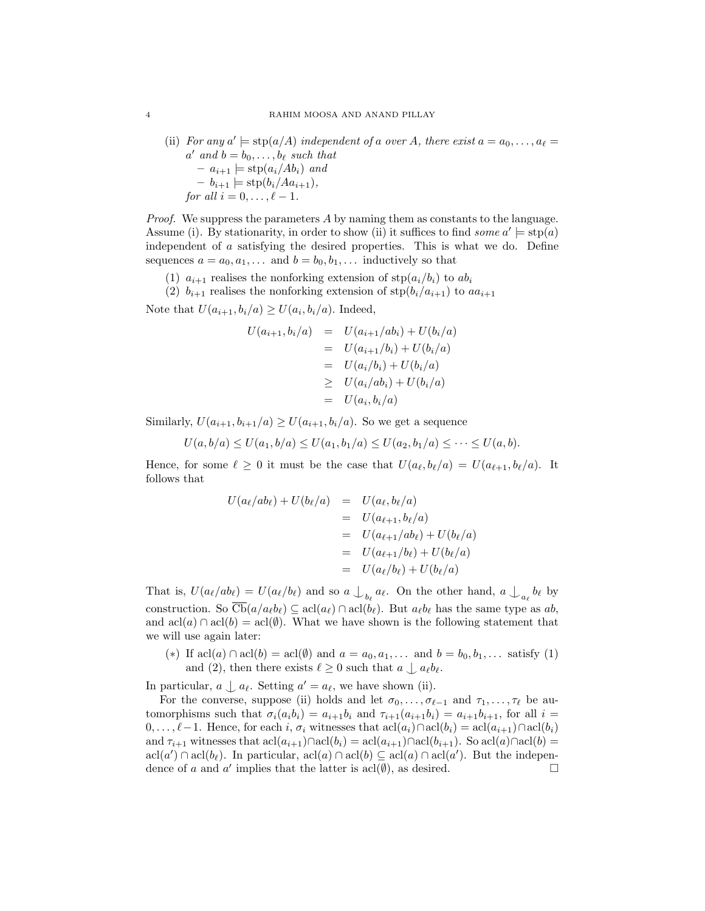(ii) *For any $a' \models \mathrm{stp}(a/A)$ independent of $a$ over $A$, there exist $a = a_0, \ldots, a_\ell = a'$ and $b = b_0, \ldots, b_\ell$ such that*
   - $a_{i+1} \models \mathrm{stp}(a_i/Ab_i)$ *and*
   - $b_{i+1} \models \mathrm{stp}(b_i/Aa_{i+1})$,

   *for all $i = 0, \ldots, \ell - 1$.*

*Proof.* We suppress the parameters $A$ by naming them as constants to the language. Assume (i). By stationarity, in order to show (ii) it suffices to find *some* $a' \models \mathrm{stp}(a)$ independent of $a$ satisfying the desired properties. This is what we do. Define sequences $a = a_0, a_1, \ldots$ and $b = b_0, b_1, \ldots$ inductively so that

(1) $a_{i+1}$ realises the nonforking extension of $\mathrm{stp}(a_i/b_i)$ to $ab_i$
(2) $b_{i+1}$ realises the nonforking extension of $\mathrm{stp}(b_i/a_{i+1})$ to $aa_{i+1}$

Note that $U(a_{i+1}, b_i/a) \geq U(a_i, b_i/a)$. Indeed,

$$\begin{aligned} U(a_{i+1}, b_i/a) &= U(a_{i+1}/ab_i) + U(b_i/a) \\ &= U(a_{i+1}/b_i) + U(b_i/a) \\ &= U(a_i/b_i) + U(b_i/a) \\ &\geq U(a_i/ab_i) + U(b_i/a) \\ &= U(a_i, b_i/a) \end{aligned}$$

Similarly, $U(a_{i+1}, b_{i+1}/a) \geq U(a_{i+1}, b_i/a)$. So we get a sequence

$$U(a, b/a) \leq U(a_1, b/a) \leq U(a_1, b_1/a) \leq U(a_2, b_1/a) \leq \cdots \leq U(a, b).$$

Hence, for some $\ell \geq 0$ it must be the case that $U(a_\ell, b_\ell/a) = U(a_{\ell+1}, b_\ell/a)$. It follows that

$$\begin{aligned} U(a_\ell/ab_\ell) + U(b_\ell/a) &= U(a_\ell, b_\ell/a) \\ &= U(a_{\ell+1}, b_\ell/a) \\ &= U(a_{\ell+1}/ab_\ell) + U(b_\ell/a) \\ &= U(a_{\ell+1}/b_\ell) + U(b_\ell/a) \\ &= U(a_\ell/b_\ell) + U(b_\ell/a) \end{aligned}$$

That is, $U(a_\ell/ab_\ell) = U(a_\ell/b_\ell)$ and so $a \perp_{b_\ell} a_\ell$. On the other hand, $a \perp_{a_\ell} b_\ell$ by construction. So $\overline{\mathrm{Cb}}(a/a_\ell b_\ell) \subseteq \mathrm{acl}(a_\ell) \cap \mathrm{acl}(b_\ell)$. But $a_\ell b_\ell$ has the same type as $ab$, and $\mathrm{acl}(a) \cap \mathrm{acl}(b) = \mathrm{acl}(\emptyset)$. What we have shown is the following statement that we will use again later:

($*$) If $\mathrm{acl}(a) \cap \mathrm{acl}(b) = \mathrm{acl}(\emptyset)$ and $a = a_0, a_1, \ldots$ and $b = b_0, b_1, \ldots$ satisfy (1) and (2), then there exists $\ell \geq 0$ such that $a \perp a_\ell b_\ell$.

In particular, $a \perp a_\ell$. Setting $a' = a_\ell$, we have shown (ii).

For the converse, suppose (ii) holds and let $\sigma_0, \ldots, \sigma_{\ell-1}$ and $\tau_1, \ldots, \tau_\ell$ be automorphisms such that $\sigma_i(a_i b_i) = a_{i+1} b_i$ and $\tau_{i+1}(a_{i+1} b_i) = a_{i+1} b_{i+1}$, for all $i = 0, \ldots, \ell - 1$. Hence, for each $i$, $\sigma_i$ witnesses that $\mathrm{acl}(a_i) \cap \mathrm{acl}(b_i) = \mathrm{acl}(a_{i+1}) \cap \mathrm{acl}(b_i)$ and $\tau_{i+1}$ witnesses that $\mathrm{acl}(a_{i+1}) \cap \mathrm{acl}(b_i) = \mathrm{acl}(a_{i+1}) \cap \mathrm{acl}(b_{i+1})$. So $\mathrm{acl}(a) \cap \mathrm{acl}(b) = \mathrm{acl}(a') \cap \mathrm{acl}(b_\ell)$. In particular, $\mathrm{acl}(a) \cap \mathrm{acl}(b) \subseteq \mathrm{acl}(a) \cap \mathrm{acl}(a')$. But the independence of $a$ and $a'$ implies that the latter is $\mathrm{acl}(\emptyset)$, as desired. $\square$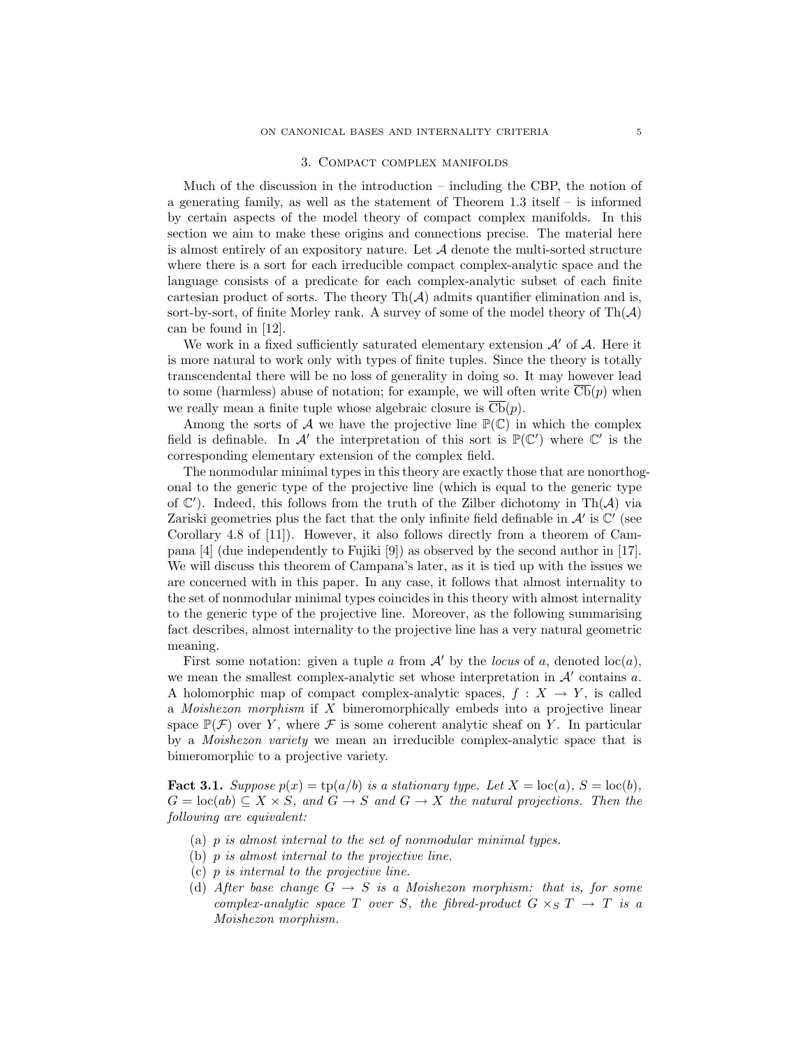## 3. Compact complex manifolds

Much of the discussion in the introduction – including the CBP, the notion of a generating family, as well as the statement of Theorem 1.3 itself – is informed by certain aspects of the model theory of compact complex manifolds. In this section we aim to make these origins and connections precise. The material here is almost entirely of an expository nature. Let $\mathcal{A}$ denote the multi-sorted structure where there is a sort for each irreducible compact complex-analytic space and the language consists of a predicate for each complex-analytic subset of each finite cartesian product of sorts. The theory $\mathrm{Th}(\mathcal{A})$ admits quantifier elimination and is, sort-by-sort, of finite Morley rank. A survey of some of the model theory of $\mathrm{Th}(\mathcal{A})$ can be found in [12].

We work in a fixed sufficiently saturated elementary extension $\mathcal{A}'$ of $\mathcal{A}$. Here it is more natural to work only with types of finite tuples. Since the theory is totally transcendental there will be no loss of generality in doing so. It may however lead to some (harmless) abuse of notation; for example, we will often write $\overline{\mathrm{Cb}}(p)$ when we really mean a finite tuple whose algebraic closure is $\overline{\mathrm{Cb}}(p)$.

Among the sorts of $\mathcal{A}$ we have the projective line $\mathbb{P}(\mathbb{C})$ in which the complex field is definable. In $\mathcal{A}'$ the interpretation of this sort is $\mathbb{P}(\mathbb{C}')$ where $\mathbb{C}'$ is the corresponding elementary extension of the complex field.

The nonmodular minimal types in this theory are exactly those that are nonorthogonal to the generic type of the projective line (which is equal to the generic type of $\mathbb{C}'$). Indeed, this follows from the truth of the Zilber dichotomy in $\mathrm{Th}(\mathcal{A})$ via Zariski geometries plus the fact that the only infinite field definable in $\mathcal{A}'$ is $\mathbb{C}'$ (see Corollary 4.8 of [11]). However, it also follows directly from a theorem of Campana [4] (due independently to Fujiki [9]) as observed by the second author in [17]. We will discuss this theorem of Campana's later, as it is tied up with the issues we are concerned with in this paper. In any case, it follows that almost internality to the set of nonmodular minimal types coincides in this theory with almost internality to the generic type of the projective line. Moreover, as the following summarising fact describes, almost internality to the projective line has a very natural geometric meaning.

First some notation: given a tuple $a$ from $\mathcal{A}'$ by the *locus* of $a$, denoted $\mathrm{loc}(a)$, we mean the smallest complex-analytic set whose interpretation in $\mathcal{A}'$ contains $a$. A holomorphic map of compact complex-analytic spaces, $f : X \to Y$, is called a *Moishezon morphism* if $X$ bimeromorphically embeds into a projective linear space $\mathbb{P}(\mathcal{F})$ over $Y$, where $\mathcal{F}$ is some coherent analytic sheaf on $Y$. In particular by a *Moishezon variety* we mean an irreducible complex-analytic space that is bimeromorphic to a projective variety.

**Fact 3.1.** *Suppose $p(x) = \mathrm{tp}(a/b)$ is a stationary type. Let $X = \mathrm{loc}(a)$, $S = \mathrm{loc}(b)$, $G = \mathrm{loc}(ab) \subseteq X \times S$, and $G \to S$ and $G \to X$ the natural projections. Then the following are equivalent:*

(a) *$p$ is almost internal to the set of nonmodular minimal types.*
(b) *$p$ is almost internal to the projective line.*
(c) *$p$ is internal to the projective line.*
(d) *After base change $G \to S$ is a Moishezon morphism: that is, for some complex-analytic space $T$ over $S$, the fibred-product $G \times_S T \to T$ is a Moishezon morphism.*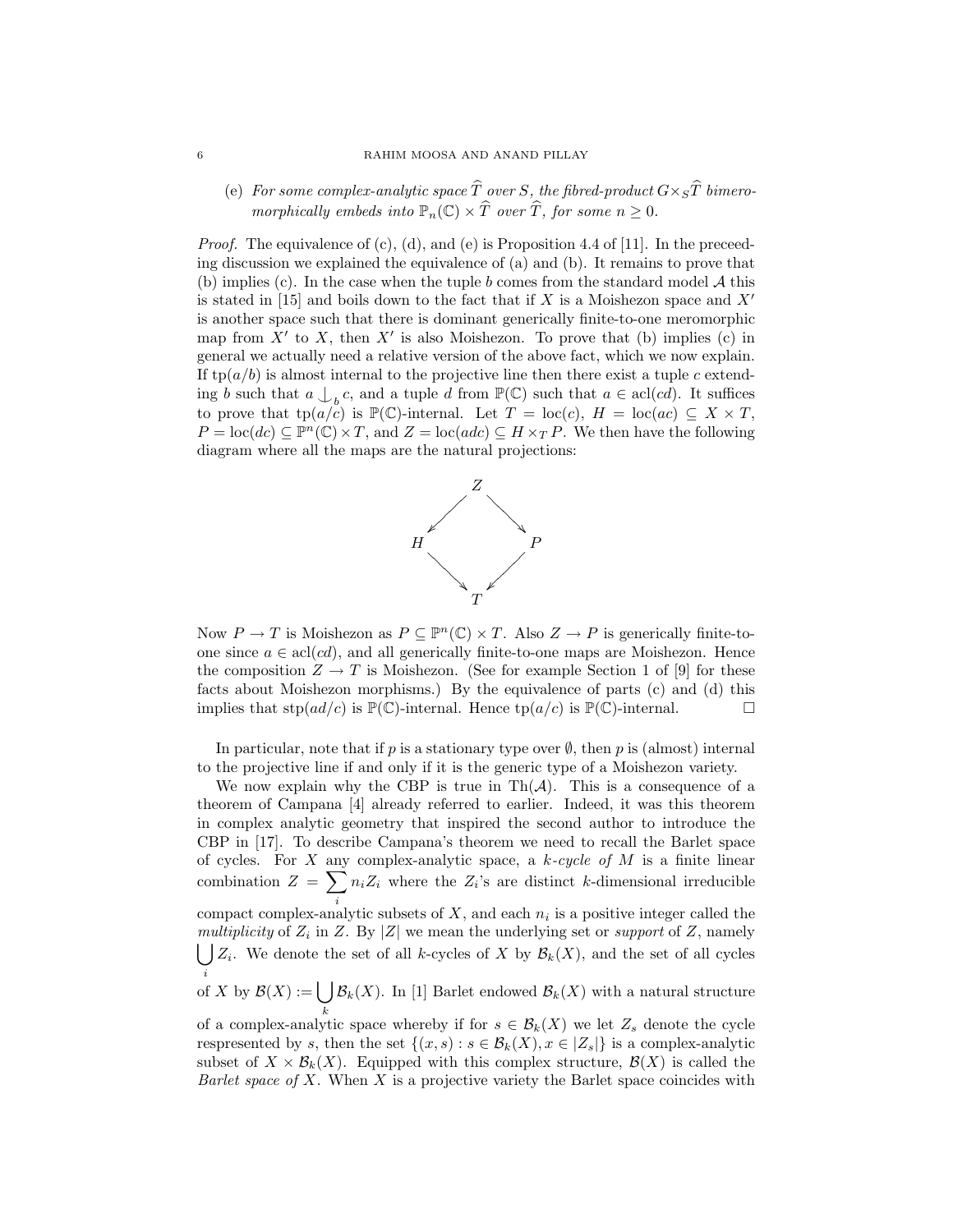(e) *For some complex-analytic space $\widehat{T}$ over $S$, the fibred-product $G \times_S \widehat{T}$ bimeromorphically embeds into $\mathbb{P}_n(\mathbb{C}) \times \widehat{T}$ over $\widehat{T}$, for some $n \geq 0$.*

*Proof.* The equivalence of (c), (d), and (e) is Proposition 4.4 of [11]. In the preceeding discussion we explained the equivalence of (a) and (b). It remains to prove that (b) implies (c). In the case when the tuple $b$ comes from the standard model $\mathcal{A}$ this is stated in [15] and boils down to the fact that if $X$ is a Moishezon space and $X'$ is another space such that there is dominant generically finite-to-one meromorphic map from $X'$ to $X$, then $X'$ is also Moishezon. To prove that (b) implies (c) in general we actually need a relative version of the above fact, which we now explain. If $\operatorname{tp}(a/b)$ is almost internal to the projective line then there exist a tuple $c$ extending $b$ such that $a \mathop{\smile\!\!\!\!\!\!\mid}_b c$, and a tuple $d$ from $\mathbb{P}(\mathbb{C})$ such that $a \in \operatorname{acl}(cd)$. It suffices to prove that $\operatorname{tp}(a/c)$ is $\mathbb{P}(\mathbb{C})$-internal. Let $T = \operatorname{loc}(c)$, $H = \operatorname{loc}(ac) \subseteq X \times T$, $P = \operatorname{loc}(dc) \subseteq \mathbb{P}^n(\mathbb{C}) \times T$, and $Z = \operatorname{loc}(adc) \subseteq H \times_T P$. We then have the following diagram where all the maps are the natural projections:

$$
\begin{array}{ccccc}
 & & Z & & \\
 & \swarrow & & \searrow & \\
H & & & & P \\
 & \searrow & & \swarrow & \\
 & & T & &
\end{array}
$$

Now $P \to T$ is Moishezon as $P \subseteq \mathbb{P}^n(\mathbb{C}) \times T$. Also $Z \to P$ is generically finite-to-one since $a \in \operatorname{acl}(cd)$, and all generically finite-to-one maps are Moishezon. Hence the composition $Z \to T$ is Moishezon. (See for example Section 1 of [9] for these facts about Moishezon morphisms.) By the equivalence of parts (c) and (d) this implies that $\operatorname{stp}(ad/c)$ is $\mathbb{P}(\mathbb{C})$-internal. Hence $\operatorname{tp}(a/c)$ is $\mathbb{P}(\mathbb{C})$-internal. $\square$

In particular, note that if $p$ is a stationary type over $\emptyset$, then $p$ is (almost) internal to the projective line if and only if it is the generic type of a Moishezon variety.

We now explain why the CBP is true in $\operatorname{Th}(\mathcal{A})$. This is a consequence of a theorem of Campana [4] already referred to earlier. Indeed, it was this theorem in complex analytic geometry that inspired the second author to introduce the CBP in [17]. To describe Campana's theorem we need to recall the Barlet space of cycles. For $X$ any complex-analytic space, a *$k$-cycle of $M$* is a finite linear combination $Z = \sum_i n_i Z_i$ where the $Z_i$'s are distinct $k$-dimensional irreducible compact complex-analytic subsets of $X$, and each $n_i$ is a positive integer called the *multiplicity* of $Z_i$ in $Z$. By $|Z|$ we mean the underlying set or *support* of $Z$, namely $\bigcup_i Z_i$. We denote the set of all $k$-cycles of $X$ by $\mathcal{B}_k(X)$, and the set of all cycles of $X$ by $\mathcal{B}(X) := \bigcup_k \mathcal{B}_k(X)$. In [1] Barlet endowed $\mathcal{B}_k(X)$ with a natural structure of a complex-analytic space whereby if for $s \in \mathcal{B}_k(X)$ we let $Z_s$ denote the cycle respresented by $s$, then the set $\{(x,s) : s \in \mathcal{B}_k(X), x \in |Z_s|\}$ is a complex-analytic subset of $X \times \mathcal{B}_k(X)$. Equipped with this complex structure, $\mathcal{B}(X)$ is called the *Barlet space of* $X$. When $X$ is a projective variety the Barlet space coincides with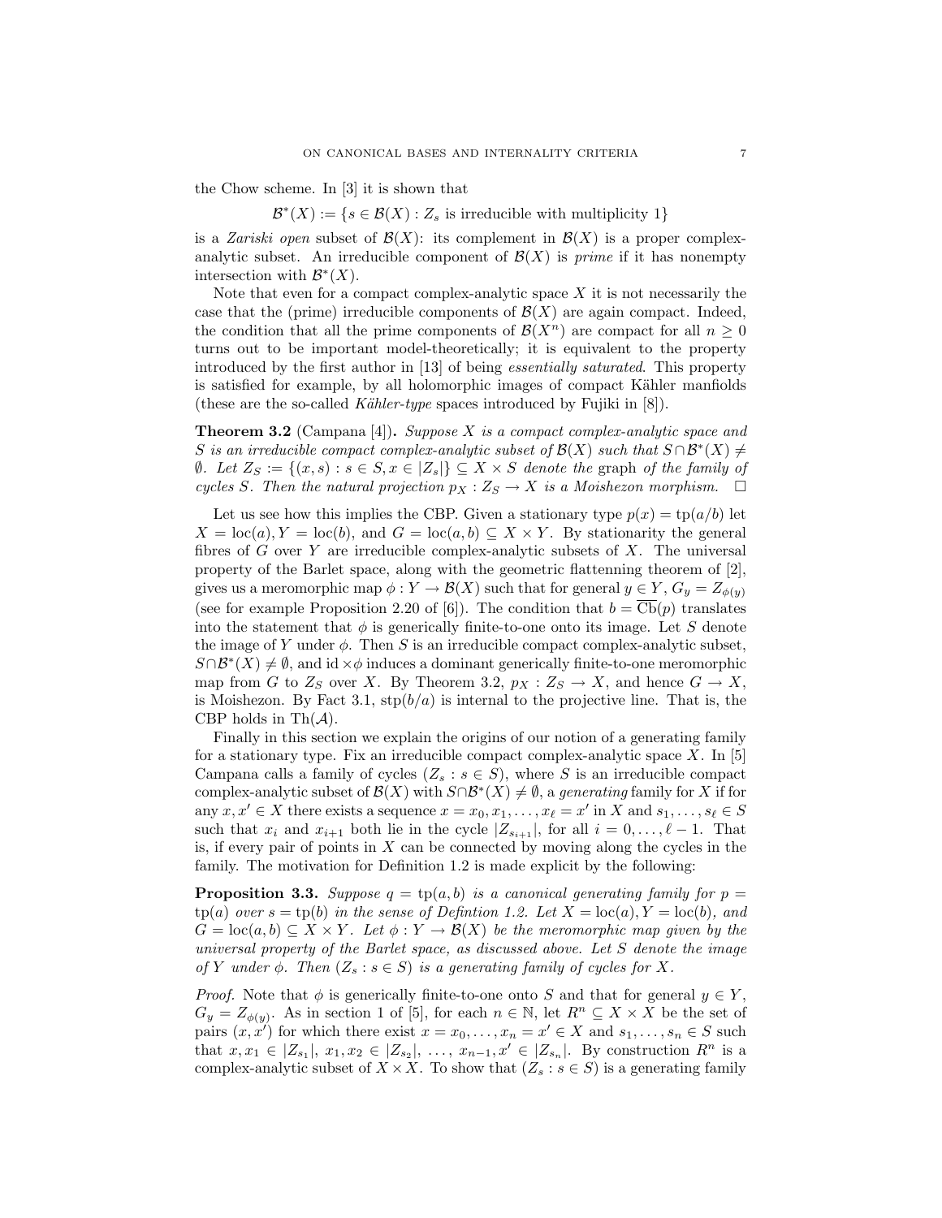the Chow scheme. In [3] it is shown that

$$\mathcal{B}^*(X) := \{s \in \mathcal{B}(X) : Z_s \text{ is irreducible with multiplicity } 1\}$$

is a *Zariski open* subset of $\mathcal{B}(X)$: its complement in $\mathcal{B}(X)$ is a proper complex-analytic subset. An irreducible component of $\mathcal{B}(X)$ is *prime* if it has nonempty intersection with $\mathcal{B}^*(X)$.

Note that even for a compact complex-analytic space $X$ it is not necessarily the case that the (prime) irreducible components of $\mathcal{B}(X)$ are again compact. Indeed, the condition that all the prime components of $\mathcal{B}(X^n)$ are compact for all $n \geq 0$ turns out to be important model-theoretically; it is equivalent to the property introduced by the first author in [13] of being *essentially saturated*. This property is satisfied for example, by all holomorphic images of compact Kähler manfiolds (these are the so-called *Kähler-type* spaces introduced by Fujiki in [8]).

**Theorem 3.2** (Campana [4]). *Suppose $X$ is a compact complex-analytic space and $S$ is an irreducible compact complex-analytic subset of $\mathcal{B}(X)$ such that $S \cap \mathcal{B}^*(X) \neq \emptyset$. Let $Z_S := \{(x, s) : s \in S, x \in |Z_s|\} \subseteq X \times S$ denote the* graph *of the family of cycles $S$. Then the natural projection $p_X : Z_S \to X$ is a Moishezon morphism.* $\square$

Let us see how this implies the CBP. Given a stationary type $p(x) = \operatorname{tp}(a/b)$ let $X = \operatorname{loc}(a), Y = \operatorname{loc}(b)$, and $G = \operatorname{loc}(a, b) \subseteq X \times Y$. By stationarity the general fibres of $G$ over $Y$ are irreducible complex-analytic subsets of $X$. The universal property of the Barlet space, along with the geometric flattenning theorem of [2], gives us a meromorphic map $\phi : Y \to \mathcal{B}(X)$ such that for general $y \in Y$, $G_y = Z_{\phi(y)}$ (see for example Proposition 2.20 of [6]). The condition that $b = \overline{\operatorname{Cb}}(p)$ translates into the statement that $\phi$ is generically finite-to-one onto its image. Let $S$ denote the image of $Y$ under $\phi$. Then $S$ is an irreducible compact complex-analytic subset, $S \cap \mathcal{B}^*(X) \neq \emptyset$, and $\operatorname{id} \times \phi$ induces a dominant generically finite-to-one meromorphic map from $G$ to $Z_S$ over $X$. By Theorem 3.2, $p_X : Z_S \to X$, and hence $G \to X$, is Moishezon. By Fact 3.1, $\operatorname{stp}(b/a)$ is internal to the projective line. That is, the CBP holds in $\operatorname{Th}(\mathcal{A})$.

Finally in this section we explain the origins of our notion of a generating family for a stationary type. Fix an irreducible compact complex-analytic space $X$. In [5] Campana calls a family of cycles $(Z_s : s \in S)$, where $S$ is an irreducible compact complex-analytic subset of $\mathcal{B}(X)$ with $S \cap \mathcal{B}^*(X) \neq \emptyset$, a *generating* family for $X$ if for any $x, x' \in X$ there exists a sequence $x = x_0, x_1, \ldots, x_\ell = x'$ in $X$ and $s_1, \ldots, s_\ell \in S$ such that $x_i$ and $x_{i+1}$ both lie in the cycle $|Z_{s_{i+1}}|$, for all $i = 0, \ldots, \ell - 1$. That is, if every pair of points in $X$ can be connected by moving along the cycles in the family. The motivation for Definition 1.2 is made explicit by the following:

**Proposition 3.3.** *Suppose $q = \operatorname{tp}(a, b)$ is a canonical generating family for $p = \operatorname{tp}(a)$ over $s = \operatorname{tp}(b)$ in the sense of Defintion 1.2. Let $X = \operatorname{loc}(a), Y = \operatorname{loc}(b)$, and $G = \operatorname{loc}(a, b) \subseteq X \times Y$. Let $\phi : Y \to \mathcal{B}(X)$ be the meromorphic map given by the universal property of the Barlet space, as discussed above. Let $S$ denote the image of $Y$ under $\phi$. Then $(Z_s : s \in S)$ is a generating family of cycles for $X$.*

*Proof.* Note that $\phi$ is generically finite-to-one onto $S$ and that for general $y \in Y$, $G_y = Z_{\phi(y)}$. As in section 1 of [5], for each $n \in \mathbb{N}$, let $R^n \subseteq X \times X$ be the set of pairs $(x, x')$ for which there exist $x = x_0, \ldots, x_n = x' \in X$ and $s_1, \ldots, s_n \in S$ such that $x, x_1 \in |Z_{s_1}|$, $x_1, x_2 \in |Z_{s_2}|$, $\ldots$, $x_{n-1}, x' \in |Z_{s_n}|$. By construction $R^n$ is a complex-analytic subset of $X \times X$. To show that $(Z_s : s \in S)$ is a generating family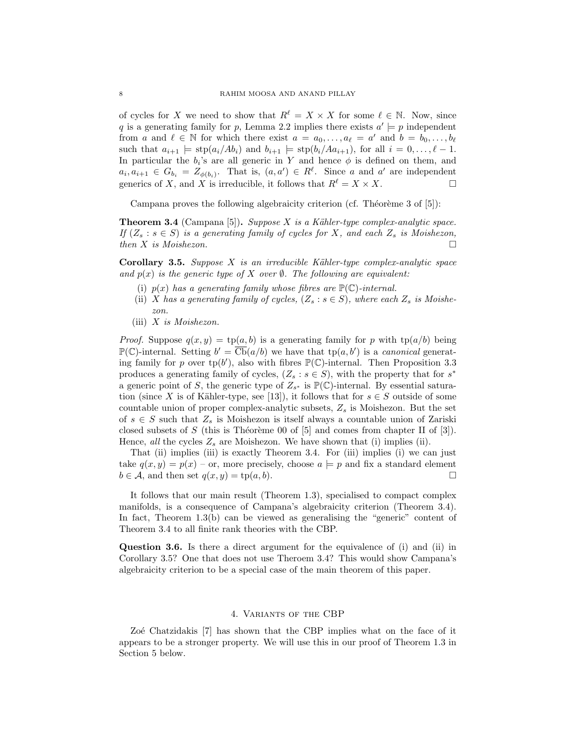of cycles for $X$ we need to show that $R^\ell = X \times X$ for some $\ell \in \mathbb{N}$. Now, since $q$ is a generating family for $p$, Lemma 2.2 implies there exists $a' \models p$ independent from $a$ and $\ell \in \mathbb{N}$ for which there exist $a = a_0, \dots, a_\ell = a'$ and $b = b_0, \dots, b_\ell$ such that $a_{i+1} \models \operatorname{stp}(a_i/Ab_i)$ and $b_{i+1} \models \operatorname{stp}(b_i/Aa_{i+1})$, for all $i = 0, \dots, \ell - 1$. In particular the $b_i$'s are all generic in $Y$ and hence $\phi$ is defined on them, and $a_i, a_{i+1} \in G_{b_i} = Z_{\phi(b_i)}$. That is, $(a, a') \in R^\ell$. Since $a$ and $a'$ are independent generics of $X$, and $X$ is irreducible, it follows that $R^\ell = X \times X$. □

Campana proves the following algebraicity criterion (cf. Théorème 3 of [5]):

**Theorem 3.4** (Campana [5]). *Suppose $X$ is a Kähler-type complex-analytic space. If $(Z_s : s \in S)$ is a generating family of cycles for $X$, and each $Z_s$ is Moishezon, then $X$ is Moishezon.* □

**Corollary 3.5.** *Suppose $X$ is an irreducible Kähler-type complex-analytic space and $p(x)$ is the generic type of $X$ over $\emptyset$. The following are equivalent:*

- (i) *$p(x)$ has a generating family whose fibres are $\mathbb{P}(\mathbb{C})$-internal.*
- (ii) *$X$ has a generating family of cycles, $(Z_s : s \in S)$, where each $Z_s$ is Moishezon.*
- (iii) *$X$ is Moishezon.*

*Proof.* Suppose $q(x, y) = \operatorname{tp}(a, b)$ is a generating family for $p$ with $\operatorname{tp}(a/b)$ being $\mathbb{P}(\mathbb{C})$-internal. Setting $b' = \overline{\operatorname{Cb}}(a/b)$ we have that $\operatorname{tp}(a, b')$ is a *canonical* generating family for $p$ over $\operatorname{tp}(b')$, also with fibres $\mathbb{P}(\mathbb{C})$-internal. Then Proposition 3.3 produces a generating family of cycles, $(Z_s : s \in S)$, with the property that for $s^*$ a generic point of $S$, the generic type of $Z_{s^*}$ is $\mathbb{P}(\mathbb{C})$-internal. By essential saturation (since $X$ is of Kähler-type, see [13]), it follows that for $s \in S$ outside of some countable union of proper complex-analytic subsets, $Z_s$ is Moishezon. But the set of $s \in S$ such that $Z_s$ is Moishezon is itself always a countable union of Zariski closed subsets of $S$ (this is Théorème 00 of [5] and comes from chapter II of [3]). Hence, *all* the cycles $Z_s$ are Moishezon. We have shown that (i) implies (ii).

That (ii) implies (iii) is exactly Theorem 3.4. For (iii) implies (i) we can just take $q(x, y) = p(x)$ – or, more precisely, choose $a \models p$ and fix a standard element $b \in \mathcal{A}$, and then set $q(x, y) = \operatorname{tp}(a, b)$. □

It follows that our main result (Theorem 1.3), specialised to compact complex manifolds, is a consequence of Campana's algebraicity criterion (Theorem 3.4). In fact, Theorem 1.3(b) can be viewed as generalising the "generic" content of Theorem 3.4 to all finite rank theories with the CBP.

**Question 3.6.** Is there a direct argument for the equivalence of (i) and (ii) in Corollary 3.5? One that does not use Theroem 3.4? This would show Campana's algebraicity criterion to be a special case of the main theorem of this paper.

## 4. Variants of the CBP

Zoé Chatzidakis [7] has shown that the CBP implies what on the face of it appears to be a stronger property. We will use this in our proof of Theorem 1.3 in Section 5 below.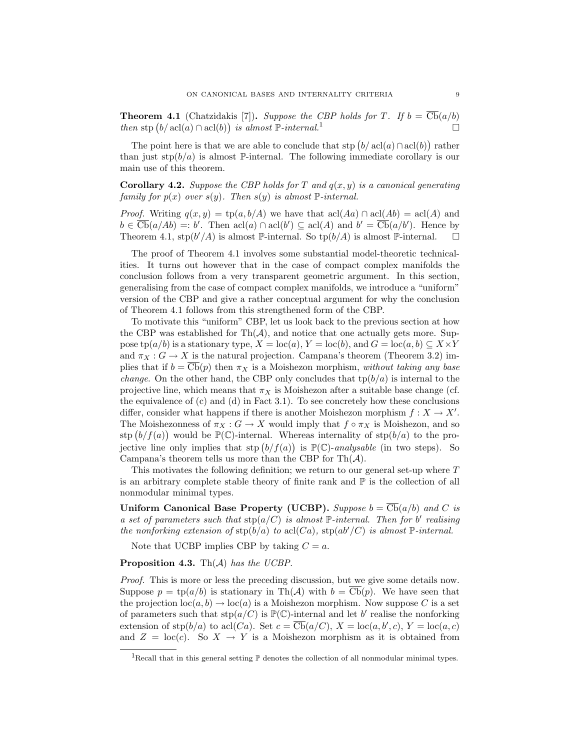**Theorem 4.1** (Chatzidakis [7])**.** *Suppose the CBP holds for $T$. If $b = \overline{\mathrm{Cb}}(a/b)$ then $\mathrm{stp}\left(b/\operatorname{acl}(a) \cap \operatorname{acl}(b)\right)$ is almost $\mathbb{P}$-internal.*[1] $\square$

The point here is that we are able to conclude that $\mathrm{stp}\left(b/\operatorname{acl}(a) \cap \operatorname{acl}(b)\right)$ rather than just $\mathrm{stp}(b/a)$ is almost $\mathbb{P}$-internal. The following immediate corollary is our main use of this theorem.

**Corollary 4.2.** *Suppose the CBP holds for $T$ and $q(x, y)$ is a canonical generating family for $p(x)$ over $s(y)$. Then $s(y)$ is almost $\mathbb{P}$-internal.*

*Proof.* Writing $q(x, y) = \mathrm{tp}(a, b/A)$ we have that $\operatorname{acl}(Aa) \cap \operatorname{acl}(Ab) = \operatorname{acl}(A)$ and $b \in \overline{\mathrm{Cb}}(a/Ab) =: b'$. Then $\operatorname{acl}(a) \cap \operatorname{acl}(b') \subseteq \operatorname{acl}(A)$ and $b' = \overline{\mathrm{Cb}}(a/b')$. Hence by Theorem 4.1, $\mathrm{stp}(b'/A)$ is almost $\mathbb{P}$-internal. So $\mathrm{tp}(b/A)$ is almost $\mathbb{P}$-internal. $\square$

The proof of Theorem 4.1 involves some substantial model-theoretic technicalities. It turns out however that in the case of compact complex manifolds the conclusion follows from a very transparent geometric argument. In this section, generalising from the case of compact complex manifolds, we introduce a "uniform" version of the CBP and give a rather conceptual argument for why the conclusion of Theorem 4.1 follows from this strengthened form of the CBP.

To motivate this "uniform" CBP, let us look back to the previous section at how the CBP was established for $\mathrm{Th}(\mathcal{A})$, and notice that one actually gets more. Suppose $\mathrm{tp}(a/b)$ is a stationary type, $X = \operatorname{loc}(a)$, $Y = \operatorname{loc}(b)$, and $G = \operatorname{loc}(a, b) \subseteq X \times Y$ and $\pi_X : G \to X$ is the natural projection. Campana's theorem (Theorem 3.2) implies that if $b = \overline{\mathrm{Cb}}(p)$ then $\pi_X$ is a Moishezon morphism, *without taking any base change*. On the other hand, the CBP only concludes that $\mathrm{tp}(b/a)$ is internal to the projective line, which means that $\pi_X$ is Moishezon after a suitable base change (cf. the equivalence of (c) and (d) in Fact 3.1). To see concretely how these conclusions differ, consider what happens if there is another Moishezon morphism $f : X \to X'$. The Moishezonness of $\pi_X : G \to X$ would imply that $f \circ \pi_X$ is Moishezon, and so $\mathrm{stp}\left(b/f(a)\right)$ would be $\mathbb{P}(\mathbb{C})$-internal. Whereas internality of $\mathrm{stp}(b/a)$ to the projective line only implies that $\mathrm{stp}\left(b/f(a)\right)$ is $\mathbb{P}(\mathbb{C})$-*analysable* (in two steps). So Campana's theorem tells us more than the CBP for $\mathrm{Th}(\mathcal{A})$.

This motivates the following definition; we return to our general set-up where $T$ is an arbitrary complete stable theory of finite rank and $\mathbb{P}$ is the collection of all nonmodular minimal types.

**Uniform Canonical Base Property (UCBP).** *Suppose $b = \overline{\mathrm{Cb}}(a/b)$ and $C$ is a set of parameters such that $\mathrm{stp}(a/C)$ is almost $\mathbb{P}$-internal. Then for $b'$ realising the nonforking extension of $\mathrm{stp}(b/a)$ to $\operatorname{acl}(Ca)$, $\mathrm{stp}(ab'/C)$ is almost $\mathbb{P}$-internal.*

Note that UCBP implies CBP by taking $C = a$.

**Proposition 4.3.** *$\mathrm{Th}(\mathcal{A})$ has the UCBP.*

*Proof.* This is more or less the preceding discussion, but we give some details now. Suppose $p = \mathrm{tp}(a/b)$ is stationary in $\mathrm{Th}(\mathcal{A})$ with $b = \overline{\mathrm{Cb}}(p)$. We have seen that the projection $\operatorname{loc}(a, b) \to \operatorname{loc}(a)$ is a Moishezon morphism. Now suppose $C$ is a set of parameters such that $\mathrm{stp}(a/C)$ is $\mathbb{P}(\mathbb{C})$-internal and let $b'$ realise the nonforking extension of $\mathrm{stp}(b/a)$ to $\operatorname{acl}(Ca)$. Set $c = \overline{\mathrm{Cb}}(a/C)$, $X = \operatorname{loc}(a, b', c)$, $Y = \operatorname{loc}(a, c)$ and $Z = \operatorname{loc}(c)$. So $X \to Y$ is a Moishezon morphism as it is obtained from

[1] Recall that in this general setting $\mathbb{P}$ denotes the collection of all nonmodular minimal types.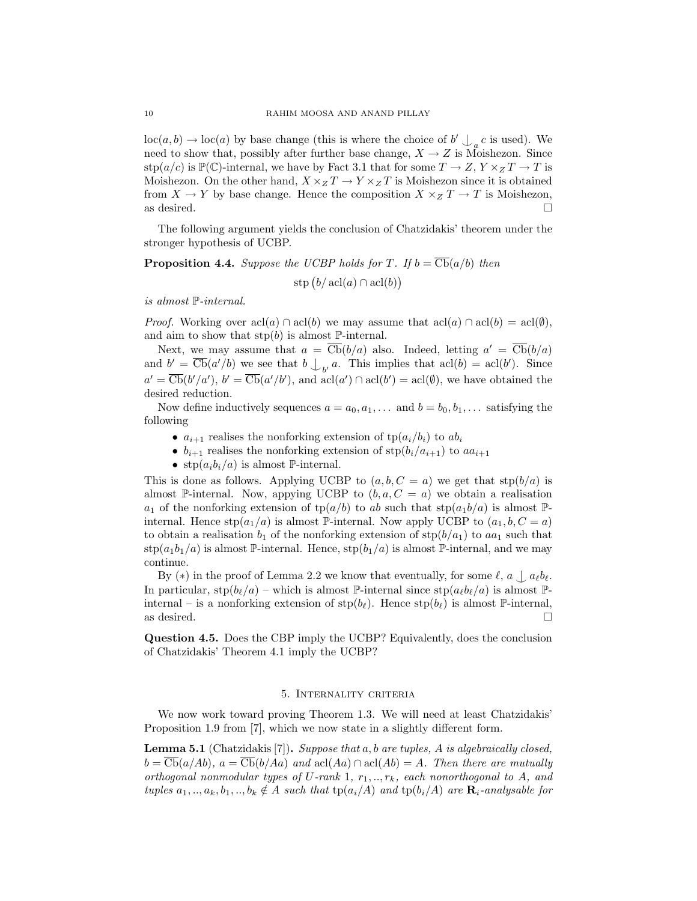$\operatorname{loc}(a,b) \to \operatorname{loc}(a)$ by base change (this is where the choice of $b' \mathop{\smile\!\!\!\!\!\mid}_a c$ is used). We need to show that, possibly after further base change, $X \to Z$ is Moishezon. Since $\operatorname{stp}(a/c)$ is $\mathbb{P}(\mathbb{C})$-internal, we have by Fact 3.1 that for some $T \to Z$, $Y \times_Z T \to T$ is Moishezon. On the other hand, $X \times_Z T \to Y \times_Z T$ is Moishezon since it is obtained from $X \to Y$ by base change. Hence the composition $X \times_Z T \to T$ is Moishezon, as desired. □

The following argument yields the conclusion of Chatzidakis' theorem under the stronger hypothesis of UCBP.

**Proposition 4.4.** *Suppose the UCBP holds for $T$. If $b = \overline{\operatorname{Cb}}(a/b)$ then*

$$\operatorname{stp}\big(b/\operatorname{acl}(a) \cap \operatorname{acl}(b)\big)$$

*is almost $\mathbb{P}$-internal.*

*Proof.* Working over $\operatorname{acl}(a) \cap \operatorname{acl}(b)$ we may assume that $\operatorname{acl}(a) \cap \operatorname{acl}(b) = \operatorname{acl}(\emptyset)$, and aim to show that $\operatorname{stp}(b)$ is almost $\mathbb{P}$-internal.

Next, we may assume that $a = \overline{\operatorname{Cb}}(b/a)$ also. Indeed, letting $a' = \overline{\operatorname{Cb}}(b/a)$ and $b' = \overline{\operatorname{Cb}}(a'/b)$ we see that $b \mathop{\smile\!\!\!\!\!\mid}_{b'} a$. This implies that $\operatorname{acl}(b) = \operatorname{acl}(b')$. Since $a' = \overline{\operatorname{Cb}}(b'/a')$, $b' = \overline{\operatorname{Cb}}(a'/b')$, and $\operatorname{acl}(a') \cap \operatorname{acl}(b') = \operatorname{acl}(\emptyset)$, we have obtained the desired reduction.

Now define inductively sequences $a = a_0, a_1, \ldots$ and $b = b_0, b_1, \ldots$ satisfying the following

- $a_{i+1}$ realises the nonforking extension of $\operatorname{tp}(a_i/b_i)$ to $ab_i$
- $b_{i+1}$ realises the nonforking extension of $\operatorname{stp}(b_i/a_{i+1})$ to $aa_{i+1}$
- $\operatorname{stp}(a_i b_i/a)$ is almost $\mathbb{P}$-internal.

This is done as follows. Applying UCBP to $(a, b, C = a)$ we get that $\operatorname{stp}(b/a)$ is almost $\mathbb{P}$-internal. Now, appying UCBP to $(b, a, C = a)$ we obtain a realisation $a_1$ of the nonforking extension of $\operatorname{tp}(a/b)$ to $ab$ such that $\operatorname{stp}(a_1 b/a)$ is almost $\mathbb{P}$-internal. Hence $\operatorname{stp}(a_1/a)$ is almost $\mathbb{P}$-internal. Now apply UCBP to $(a_1, b, C = a)$ to obtain a realisation $b_1$ of the nonforking extension of $\operatorname{stp}(b/a_1)$ to $aa_1$ such that $\operatorname{stp}(a_1 b_1/a)$ is almost $\mathbb{P}$-internal. Hence, $\operatorname{stp}(b_1/a)$ is almost $\mathbb{P}$-internal, and we may continue.

By $(*)$ in the proof of Lemma 2.2 we know that eventually, for some $\ell$, $a \mathop{\smile\!\!\!\!\!\mid} a_\ell b_\ell$. In particular, $\operatorname{stp}(b_\ell/a)$ – which is almost $\mathbb{P}$-internal since $\operatorname{stp}(a_\ell b_\ell/a)$ is almost $\mathbb{P}$-internal – is a nonforking extension of $\operatorname{stp}(b_\ell)$. Hence $\operatorname{stp}(b_\ell)$ is almost $\mathbb{P}$-internal, as desired. □

**Question 4.5.** Does the CBP imply the UCBP? Equivalently, does the conclusion of Chatzidakis' Theorem 4.1 imply the UCBP?

## 5. Internality criteria

We now work toward proving Theorem 1.3. We will need at least Chatzidakis' Proposition 1.9 from [7], which we now state in a slightly different form.

**Lemma 5.1** (Chatzidakis [7])**.** *Suppose that $a, b$ are tuples, $A$ is algebraically closed, $b = \overline{\operatorname{Cb}}(a/Ab)$, $a = \overline{\operatorname{Cb}}(b/Aa)$ and $\operatorname{acl}(Aa) \cap \operatorname{acl}(Ab) = A$. Then there are mutually orthogonal nonmodular types of $U$-rank 1, $r_1, .., r_k$, each nonorthogonal to $A$, and tuples $a_1, .., a_k, b_1, .., b_k \notin A$ such that $\operatorname{tp}(a_i/A)$ and $\operatorname{tp}(b_i/A)$ are $\mathbf{R}_i$-analysable for*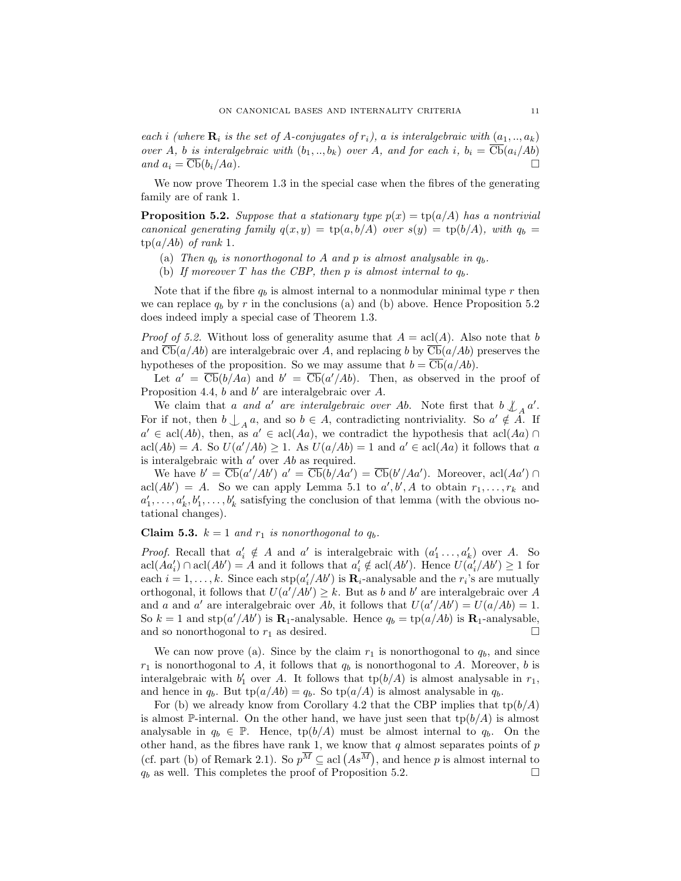*each $i$ (where $\mathbf{R}_i$ is the set of $A$-conjugates of $r_i$), $a$ is interalgebraic with $(a_1,..,a_k)$ over $A$, $b$ is interalgebraic with $(b_1,..,b_k)$ over $A$, and for each $i$, $b_i = \overline{\mathrm{Cb}}(a_i/Ab)$ and $a_i = \overline{\mathrm{Cb}}(b_i/Aa)$.* $\square$

We now prove Theorem 1.3 in the special case when the fibres of the generating family are of rank 1.

**Proposition 5.2.** *Suppose that a stationary type $p(x) = \mathrm{tp}(a/A)$ has a nontrivial canonical generating family $q(x, y) = \mathrm{tp}(a, b/A)$ over $s(y) = \mathrm{tp}(b/A)$, with $q_b = \mathrm{tp}(a/Ab)$ of rank 1.*

(a) *Then $q_b$ is nonorthogonal to $A$ and $p$ is almost analysable in $q_b$.*

(b) *If moreover $T$ has the CBP, then $p$ is almost internal to $q_b$.*

Note that if the fibre $q_b$ is almost internal to a nonmodular minimal type $r$ then we can replace $q_b$ by $r$ in the conclusions (a) and (b) above. Hence Proposition 5.2 does indeed imply a special case of Theorem 1.3.

*Proof of 5.2.* Without loss of generality asume that $A = \mathrm{acl}(A)$. Also note that $b$ and $\overline{\mathrm{Cb}}(a/Ab)$ are interalgebraic over $A$, and replacing $b$ by $\overline{\mathrm{Cb}}(a/Ab)$ preserves the hypotheses of the proposition. So we may assume that $b = \overline{\mathrm{Cb}}(a/Ab)$.

Let $a' = \overline{\mathrm{Cb}}(b/Aa)$ and $b' = \overline{\mathrm{Cb}}(a'/Ab)$. Then, as observed in the proof of Proposition 4.4, $b$ and $b'$ are interalgebraic over $A$.

We claim that *$a$ and $a'$ are interalgebraic over $Ab$*. Note first that $b \not\perp_A a'$. For if not, then $b \perp_A a$, and so $b \in A$, contradicting nontriviality. So $a' \notin A$. If $a' \in \mathrm{acl}(Ab)$, then, as $a' \in \mathrm{acl}(Aa)$, we contradict the hypothesis that $\mathrm{acl}(Aa) \cap \mathrm{acl}(Ab) = A$. So $U(a'/Ab) \geq 1$. As $U(a/Ab) = 1$ and $a' \in \mathrm{acl}(Aa)$ it follows that $a$ is interalgebraic with $a'$ over $Ab$ as required.

We have $b' = \overline{\mathrm{Cb}}(a'/Ab')$ $a' = \overline{\mathrm{Cb}}(b/Aa') = \overline{\mathrm{Cb}}(b'/Aa')$. Moreover, $\mathrm{acl}(Aa') \cap \mathrm{acl}(Ab') = A$. So we can apply Lemma 5.1 to $a', b', A$ to obtain $r_1, \ldots, r_k$ and $a'_1, \ldots, a'_k, b'_1, \ldots, b'_k$ satisfying the conclusion of that lemma (with the obvious notational changes).

**Claim 5.3.** *$k = 1$ and $r_1$ is nonorthogonal to $q_b$.*

*Proof.* Recall that $a'_i \notin A$ and $a'$ is interalgebraic with $(a'_1 \ldots, a'_k)$ over $A$. So $\mathrm{acl}(Aa'_i) \cap \mathrm{acl}(Ab') = A$ and it follows that $a'_i \notin \mathrm{acl}(Ab')$. Hence $U(a'_i/Ab') \geq 1$ for each $i = 1, \ldots, k$. Since each $\mathrm{stp}(a'_i/Ab')$ is $\mathbf{R}_i$-analysable and the $r_i$'s are mutually orthogonal, it follows that $U(a'/Ab') \geq k$. But as $b$ and $b'$ are interalgebraic over $A$ and $a$ and $a'$ are interalgebraic over $Ab$, it follows that $U(a'/Ab') = U(a/Ab) = 1$. So $k = 1$ and $\mathrm{stp}(a'/Ab')$ is $\mathbf{R}_1$-analysable. Hence $q_b = \mathrm{tp}(a/Ab)$ is $\mathbf{R}_1$-analysable, and so nonorthogonal to $r_1$ as desired. $\square$

We can now prove (a). Since by the claim $r_1$ is nonorthogonal to $q_b$, and since $r_1$ is nonorthogonal to $A$, it follows that $q_b$ is nonorthogonal to $A$. Moreover, $b$ is interalgebraic with $b'_1$ over $A$. It follows that $\mathrm{tp}(b/A)$ is almost analysable in $r_1$, and hence in $q_b$. But $\mathrm{tp}(a/Ab) = q_b$. So $\mathrm{tp}(a/A)$ is almost analysable in $q_b$.

For (b) we already know from Corollary 4.2 that the CBP implies that $\mathrm{tp}(b/A)$ is almost $\mathbb{P}$-internal. On the other hand, we have just seen that $\mathrm{tp}(b/A)$ is almost analysable in $q_b \in \mathbb{P}$. Hence, $\mathrm{tp}(b/A)$ must be almost internal to $q_b$. On the other hand, as the fibres have rank 1, we know that $q$ almost separates points of $p$ (cf. part (b) of Remark 2.1). So $p^{\overline{M}} \subseteq \mathrm{acl}\left(As^{\overline{M}}\right)$, and hence $p$ is almost internal to $q_b$ as well. This completes the proof of Proposition 5.2. $\square$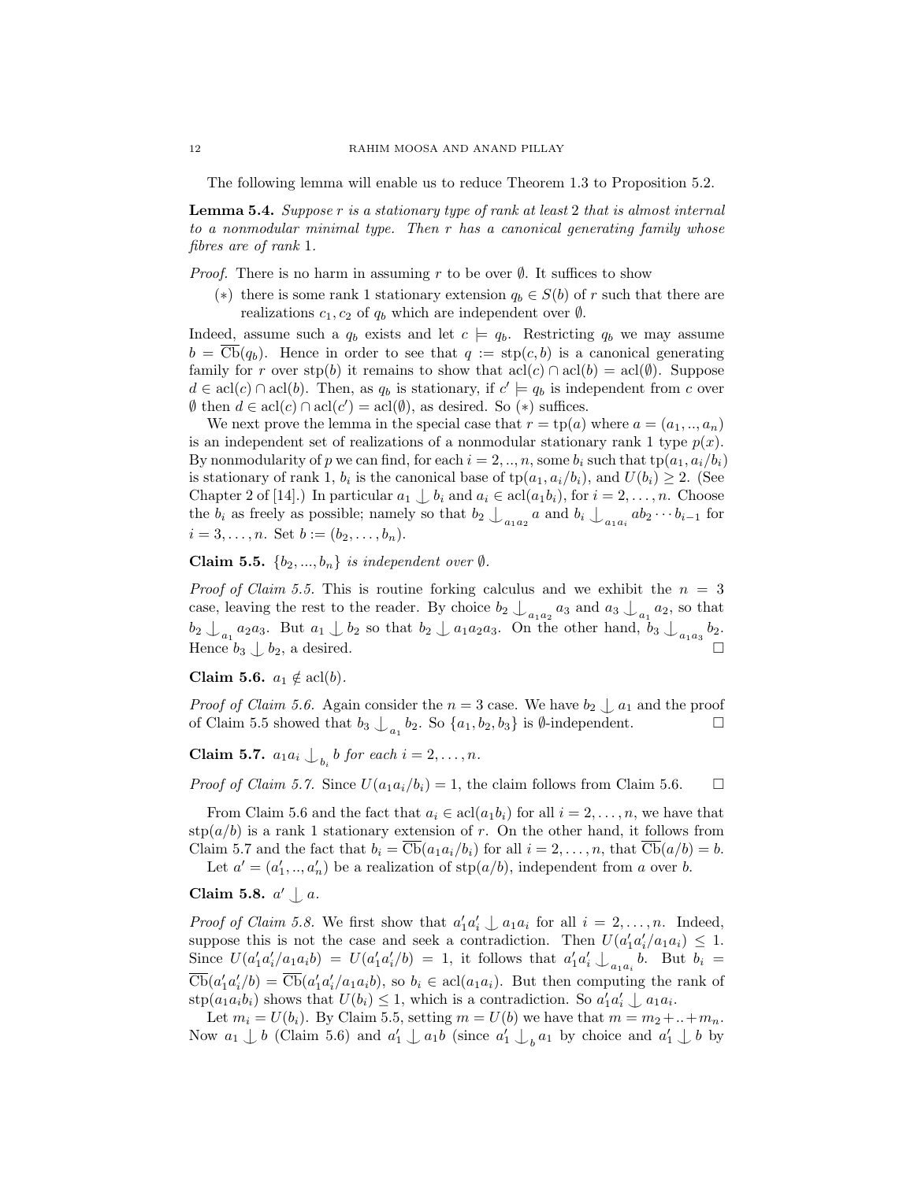The following lemma will enable us to reduce Theorem 1.3 to Proposition 5.2.

**Lemma 5.4.** *Suppose $r$ is a stationary type of rank at least 2 that is almost internal to a nonmodular minimal type. Then $r$ has a canonical generating family whose fibres are of rank 1.*

*Proof.* There is no harm in assuming $r$ to be over $\emptyset$. It suffices to show

($*$) there is some rank 1 stationary extension $q_b \in S(b)$ of $r$ such that there are realizations $c_1, c_2$ of $q_b$ which are independent over $\emptyset$.

Indeed, assume such a $q_b$ exists and let $c \models q_b$. Restricting $q_b$ we may assume $b = \overline{\mathrm{Cb}}(q_b)$. Hence in order to see that $q := \mathrm{stp}(c, b)$ is a canonical generating family for $r$ over $\mathrm{stp}(b)$ it remains to show that $\mathrm{acl}(c) \cap \mathrm{acl}(b) = \mathrm{acl}(\emptyset)$. Suppose $d \in \mathrm{acl}(c) \cap \mathrm{acl}(b)$. Then, as $q_b$ is stationary, if $c' \models q_b$ is independent from $c$ over $\emptyset$ then $d \in \mathrm{acl}(c) \cap \mathrm{acl}(c') = \mathrm{acl}(\emptyset)$, as desired. So ($*$) suffices.

We next prove the lemma in the special case that $r = \mathrm{tp}(a)$ where $a = (a_1, .., a_n)$ is an independent set of realizations of a nonmodular stationary rank 1 type $p(x)$. By nonmodularity of $p$ we can find, for each $i = 2, .., n$, some $b_i$ such that $\mathrm{tp}(a_1, a_i/b_i)$ is stationary of rank 1, $b_i$ is the canonical base of $\mathrm{tp}(a_1, a_i/b_i)$, and $U(b_i) \geq 2$. (See Chapter 2 of [14].) In particular $a_1 \mathop{\smile\!\!\!\!\!\!\!\;|}\, b_i$ and $a_i \in \mathrm{acl}(a_1 b_i)$, for $i = 2, \ldots, n$. Choose the $b_i$ as freely as possible; namely so that $b_2 \mathop{\smile\!\!\!\!\!\!\!\;|}_{a_1 a_2} a$ and $b_i \mathop{\smile\!\!\!\!\!\!\!\;|}_{a_1 a_i} a b_2 \cdots b_{i-1}$ for $i = 3, \ldots, n$. Set $b := (b_2, \ldots, b_n)$.

**Claim 5.5.** *$\{b_2, ..., b_n\}$ is independent over $\emptyset$.*

*Proof of Claim 5.5.* This is routine forking calculus and we exhibit the $n = 3$ case, leaving the rest to the reader. By choice $b_2 \mathop{\smile\!\!\!\!\!\!\!\;|}_{a_1 a_2} a_3$ and $a_3 \mathop{\smile\!\!\!\!\!\!\!\;|}_{a_1} a_2$, so that $b_2 \mathop{\smile\!\!\!\!\!\!\!\;|}_{a_1} a_2 a_3$. But $a_1 \mathop{\smile\!\!\!\!\!\!\!\;|}\, b_2$ so that $b_2 \mathop{\smile\!\!\!\!\!\!\!\;|}\, a_1 a_2 a_3$. On the other hand, $b_3 \mathop{\smile\!\!\!\!\!\!\!\;|}_{a_1 a_3} b_2$. Hence $b_3 \mathop{\smile\!\!\!\!\!\!\!\;|}\, b_2$, a desired. $\square$

**Claim 5.6.** *$a_1 \notin \mathrm{acl}(b)$.*

*Proof of Claim 5.6.* Again consider the $n = 3$ case. We have $b_2 \mathop{\smile\!\!\!\!\!\!\!\;|}\, a_1$ and the proof of Claim 5.5 showed that $b_3 \mathop{\smile\!\!\!\!\!\!\!\;|}_{a_1} b_2$. So $\{a_1, b_2, b_3\}$ is $\emptyset$-independent. $\square$

**Claim 5.7.** *$a_1 a_i \mathop{\smile\!\!\!\!\!\!\!\;|}_{b_i} b$ for each $i = 2, \ldots, n$.*

*Proof of Claim 5.7.* Since $U(a_1 a_i/b_i) = 1$, the claim follows from Claim 5.6. $\square$

From Claim 5.6 and the fact that $a_i \in \mathrm{acl}(a_1 b_i)$ for all $i = 2, \ldots, n$, we have that $\mathrm{stp}(a/b)$ is a rank 1 stationary extension of $r$. On the other hand, it follows from Claim 5.7 and the fact that $b_i = \overline{\mathrm{Cb}}(a_1 a_i/b_i)$ for all $i = 2, \ldots, n$, that $\overline{\mathrm{Cb}}(a/b) = b$.

Let $a' = (a'_1, .., a'_n)$ be a realization of $\mathrm{stp}(a/b)$, independent from $a$ over $b$.

**Claim 5.8.** *$a' \mathop{\smile\!\!\!\!\!\!\!\;|}\, a$.*

*Proof of Claim 5.8.* We first show that $a'_1 a'_i \mathop{\smile\!\!\!\!\!\!\!\;|}\, a_1 a_i$ for all $i = 2, \ldots, n$. Indeed, suppose this is not the case and seek a contradiction. Then $U(a'_1 a'_i / a_1 a_i) \leq 1$. Since $U(a'_1 a'_i / a_1 a_i b) = U(a'_1 a'_i / b) = 1$, it follows that $a'_1 a'_i \mathop{\smile\!\!\!\!\!\!\!\;|}_{a_1 a_i} b$. But $b_i = \overline{\mathrm{Cb}}(a'_1 a'_i / b) = \overline{\mathrm{Cb}}(a'_1 a'_i / a_1 a_i b)$, so $b_i \in \mathrm{acl}(a_1 a_i)$. But then computing the rank of $\mathrm{stp}(a_1 a_i b_i)$ shows that $U(b_i) \leq 1$, which is a contradiction. So $a'_1 a'_i \mathop{\smile\!\!\!\!\!\!\!\;|}\, a_1 a_i$.

Let $m_i = U(b_i)$. By Claim 5.5, setting $m = U(b)$ we have that $m = m_2 + .. + m_n$. Now $a_1 \mathop{\smile\!\!\!\!\!\!\!\;|}\, b$ (Claim 5.6) and $a'_1 \mathop{\smile\!\!\!\!\!\!\!\;|}\, a_1 b$ (since $a'_1 \mathop{\smile\!\!\!\!\!\!\!\;|}_b a_1$ by choice and $a'_1 \mathop{\smile\!\!\!\!\!\!\!\;|}\, b$ by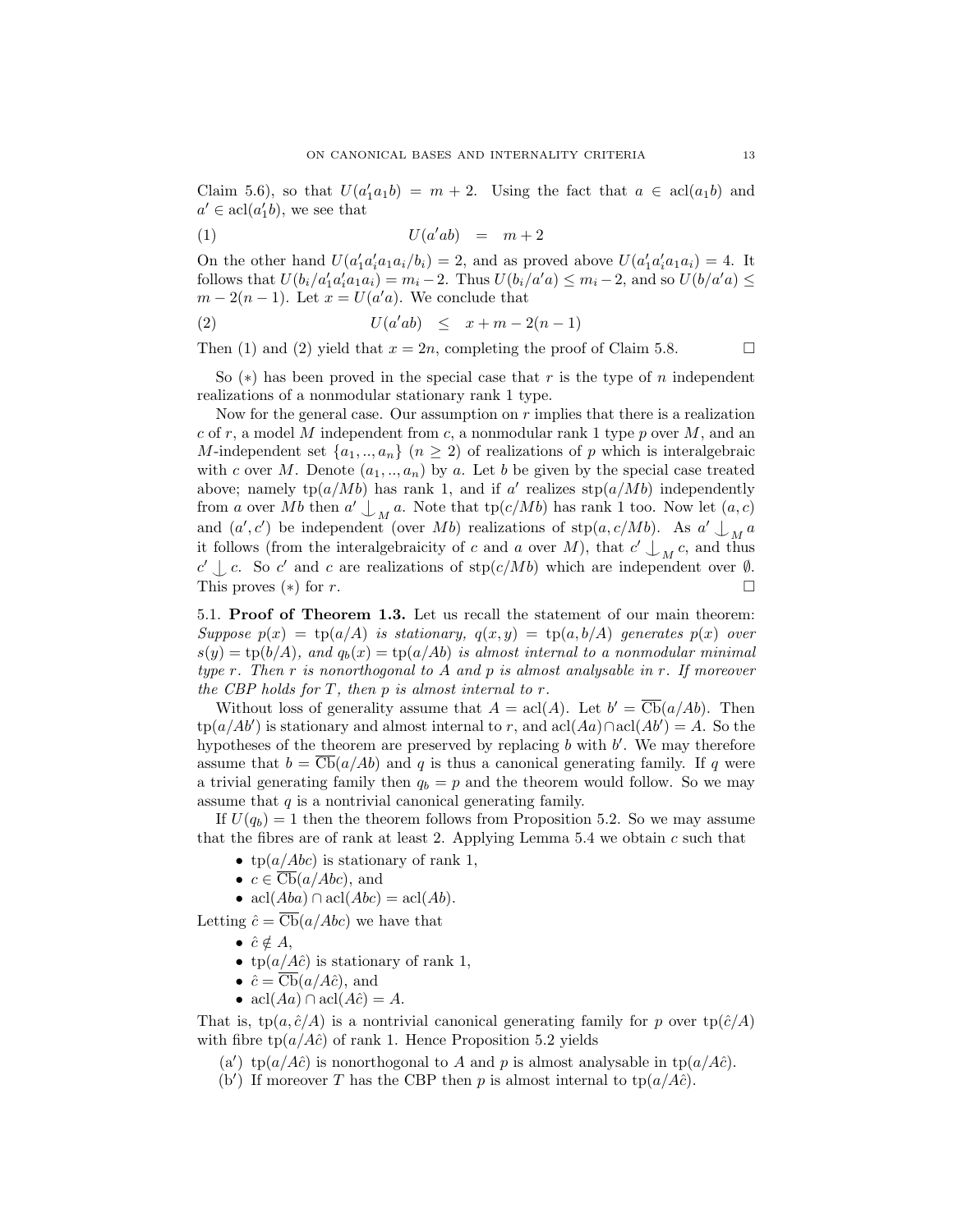Claim 5.6), so that $U(a'_1a_1b) = m+2$. Using the fact that $a \in \operatorname{acl}(a_1b)$ and $a' \in \operatorname{acl}(a'_1b)$, we see that

$$U(a'ab) \quad = \quad m+2 \tag{1}$$

On the other hand $U(a'_1a'_ia_1a_i/b_i) = 2$, and as proved above $U(a'_1a'_ia_1a_i) = 4$. It follows that $U(b_i/a'_1a'_ia_1a_i) = m_i - 2$. Thus $U(b_i/a'a) \leq m_i - 2$, and so $U(b/a'a) \leq m - 2(n-1)$. Let $x = U(a'a)$. We conclude that

$$U(a'ab) \quad \leq \quad x + m - 2(n-1) \tag{2}$$

Then (1) and (2) yield that $x = 2n$, completing the proof of Claim 5.8. $\square$

So $(*)$ has been proved in the special case that $r$ is the type of $n$ independent realizations of a nonmodular stationary rank 1 type.

Now for the general case. Our assumption on $r$ implies that there is a realization $c$ of $r$, a model $M$ independent from $c$, a nonmodular rank 1 type $p$ over $M$, and an $M$-independent set $\{a_1, .., a_n\}$ ($n \geq 2$) of realizations of $p$ which is interalgebraic with $c$ over $M$. Denote $(a_1, .., a_n)$ by $a$. Let $b$ be given by the special case treated above; namely $\operatorname{tp}(a/Mb)$ has rank 1, and if $a'$ realizes $\operatorname{stp}(a/Mb)$ independently from $a$ over $Mb$ then $a' \mathop{\smile\!\!\!\!\!\!|}_M a$. Note that $\operatorname{tp}(c/Mb)$ has rank 1 too. Now let $(a,c)$ and $(a',c')$ be independent (over $Mb$) realizations of $\operatorname{stp}(a,c/Mb)$. As $a' \mathop{\smile\!\!\!\!\!\!|}_M a$ it follows (from the interalgebraicity of $c$ and $a$ over $M$), that $c' \mathop{\smile\!\!\!\!\!\!|}_M c$, and thus $c' \mathop{\smile\!\!\!\!\!\!|} c$. So $c'$ and $c$ are realizations of $\operatorname{stp}(c/Mb)$ which are independent over $\emptyset$. This proves $(*)$ for $r$. $\square$

### 5.1. **Proof of Theorem 1.3.**

Let us recall the statement of our main theorem: *Suppose $p(x) = \operatorname{tp}(a/A)$ is stationary, $q(x,y) = \operatorname{tp}(a,b/A)$ generates $p(x)$ over $s(y) = \operatorname{tp}(b/A)$, and $q_b(x) = \operatorname{tp}(a/Ab)$ is almost internal to a nonmodular minimal type $r$. Then $r$ is nonorthogonal to $A$ and $p$ is almost analysable in $r$. If moreover the CBP holds for $T$, then $p$ is almost internal to $r$.*

Without loss of generality assume that $A = \operatorname{acl}(A)$. Let $b' = \overline{\operatorname{Cb}}(a/Ab)$. Then $\operatorname{tp}(a/Ab')$ is stationary and almost internal to $r$, and $\operatorname{acl}(Aa) \cap \operatorname{acl}(Ab') = A$. So the hypotheses of the theorem are preserved by replacing $b$ with $b'$. We may therefore assume that $b = \overline{\operatorname{Cb}}(a/Ab)$ and $q$ is thus a canonical generating family. If $q$ were a trivial generating family then $q_b = p$ and the theorem would follow. So we may assume that $q$ is a nontrivial canonical generating family.

If $U(q_b) = 1$ then the theorem follows from Proposition 5.2. So we may assume that the fibres are of rank at least 2. Applying Lemma 5.4 we obtain $c$ such that

- $\operatorname{tp}(a/Abc)$ is stationary of rank 1,
- $c \in \overline{\operatorname{Cb}}(a/Abc)$, and
- $\operatorname{acl}(Aba) \cap \operatorname{acl}(Abc) = \operatorname{acl}(Ab)$.

Letting $\hat{c} = \overline{\operatorname{Cb}}(a/Abc)$ we have that

- $\hat{c} \notin A$,
- $\operatorname{tp}(a/A\hat{c})$ is stationary of rank 1,
- $\hat{c} = \overline{\operatorname{Cb}}(a/A\hat{c})$, and
- $\operatorname{acl}(Aa) \cap \operatorname{acl}(A\hat{c}) = A$.

That is, $\operatorname{tp}(a, \hat{c}/A)$ is a nontrivial canonical generating family for $p$ over $\operatorname{tp}(\hat{c}/A)$ with fibre $\operatorname{tp}(a/A\hat{c})$ of rank 1. Hence Proposition 5.2 yields

(a′) $\operatorname{tp}(a/A\hat{c})$ is nonorthogonal to $A$ and $p$ is almost analysable in $\operatorname{tp}(a/A\hat{c})$.
(b′) If moreover $T$ has the CBP then $p$ is almost internal to $\operatorname{tp}(a/A\hat{c})$.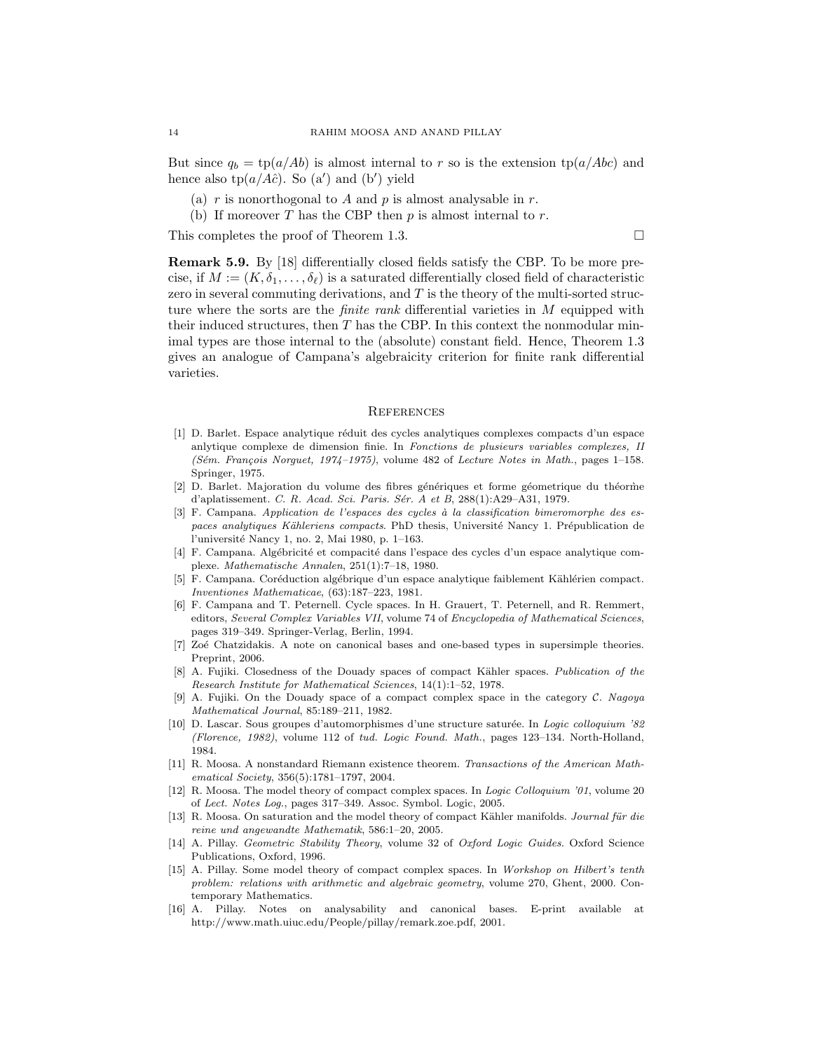But since $q_b = \text{tp}(a/Ab)$ is almost internal to $r$ so is the extension $\text{tp}(a/Abc)$ and hence also $\text{tp}(a/A\hat{c})$. So (a′) and (b′) yield

(a) $r$ is nonorthogonal to $A$ and $p$ is almost analysable in $r$.

(b) If moreover $T$ has the CBP then $p$ is almost internal to $r$.

This completes the proof of Theorem 1.3. □

**Remark 5.9.** By [18] differentially closed fields satisfy the CBP. To be more precise, if $M := (K, \delta_1, \ldots, \delta_\ell)$ is a saturated differentially closed field of characteristic zero in several commuting derivations, and $T$ is the theory of the multi-sorted structure where the sorts are the *finite rank* differential varieties in $M$ equipped with their induced structures, then $T$ has the CBP. In this context the nonmodular minimal types are those internal to the (absolute) constant field. Hence, Theorem 1.3 gives an analogue of Campana's algebraicity criterion for finite rank differential varieties.

## References

[1] D. Barlet. Espace analytique réduit des cycles analytiques complexes compacts d'un espace anlytique complexe de dimension finie. In *Fonctions de plusieurs variables complexes, II (Sém. François Norguet, 1974–1975)*, volume 482 of *Lecture Notes in Math.*, pages 1–158. Springer, 1975.

[2] D. Barlet. Majoration du volume des fibres génériques et forme géometrique du théorme d'aplatissement. *C. R. Acad. Sci. Paris. Sér. A et B*, 288(1):A29–A31, 1979.

[3] F. Campana. *Application de l'espaces des cycles à la classification bimeromorphe des espaces analytiques Kähleriens compacts*. PhD thesis, Université Nancy 1. Prépublication de l'université Nancy 1, no. 2, Mai 1980, p. 1–163.

[4] F. Campana. Algébricité et compacité dans l'espace des cycles d'un espace analytique complexe. *Mathematische Annalen*, 251(1):7–18, 1980.

[5] F. Campana. Coréduction algébrique d'un espace analytique faiblement Kählérien compact. *Inventiones Mathematicae*, (63):187–223, 1981.

[6] F. Campana and T. Peternell. Cycle spaces. In H. Grauert, T. Peternell, and R. Remmert, editors, *Several Complex Variables VII*, volume 74 of *Encyclopedia of Mathematical Sciences*, pages 319–349. Springer-Verlag, Berlin, 1994.

[7] Zoé Chatzidakis. A note on canonical bases and one-based types in supersimple theories. Preprint, 2006.

[8] A. Fujiki. Closedness of the Douady spaces of compact Kähler spaces. *Publication of the Research Institute for Mathematical Sciences*, 14(1):1–52, 1978.

[9] A. Fujiki. On the Douady space of a compact complex space in the category $\mathcal{C}$. *Nagoya Mathematical Journal*, 85:189–211, 1982.

[10] D. Lascar. Sous groupes d'automorphismes d'une structure saturée. In *Logic colloquium '82 (Florence, 1982)*, volume 112 of *tud. Logic Found. Math.*, pages 123–134. North-Holland, 1984.

[11] R. Moosa. A nonstandard Riemann existence theorem. *Transactions of the American Mathematical Society*, 356(5):1781–1797, 2004.

[12] R. Moosa. The model theory of compact complex spaces. In *Logic Colloquium '01*, volume 20 of *Lect. Notes Log.*, pages 317–349. Assoc. Symbol. Logic, 2005.

[13] R. Moosa. On saturation and the model theory of compact Kähler manifolds. *Journal für die reine und angewandte Mathematik*, 586:1–20, 2005.

[14] A. Pillay. *Geometric Stability Theory*, volume 32 of *Oxford Logic Guides*. Oxford Science Publications, Oxford, 1996.

[15] A. Pillay. Some model theory of compact complex spaces. In *Workshop on Hilbert's tenth problem: relations with arithmetic and algebraic geometry*, volume 270, Ghent, 2000. Contemporary Mathematics.

[16] A. Pillay. Notes on analysability and canonical bases. E-print available at http://www.math.uiuc.edu/People/pillay/remark.zoe.pdf, 2001.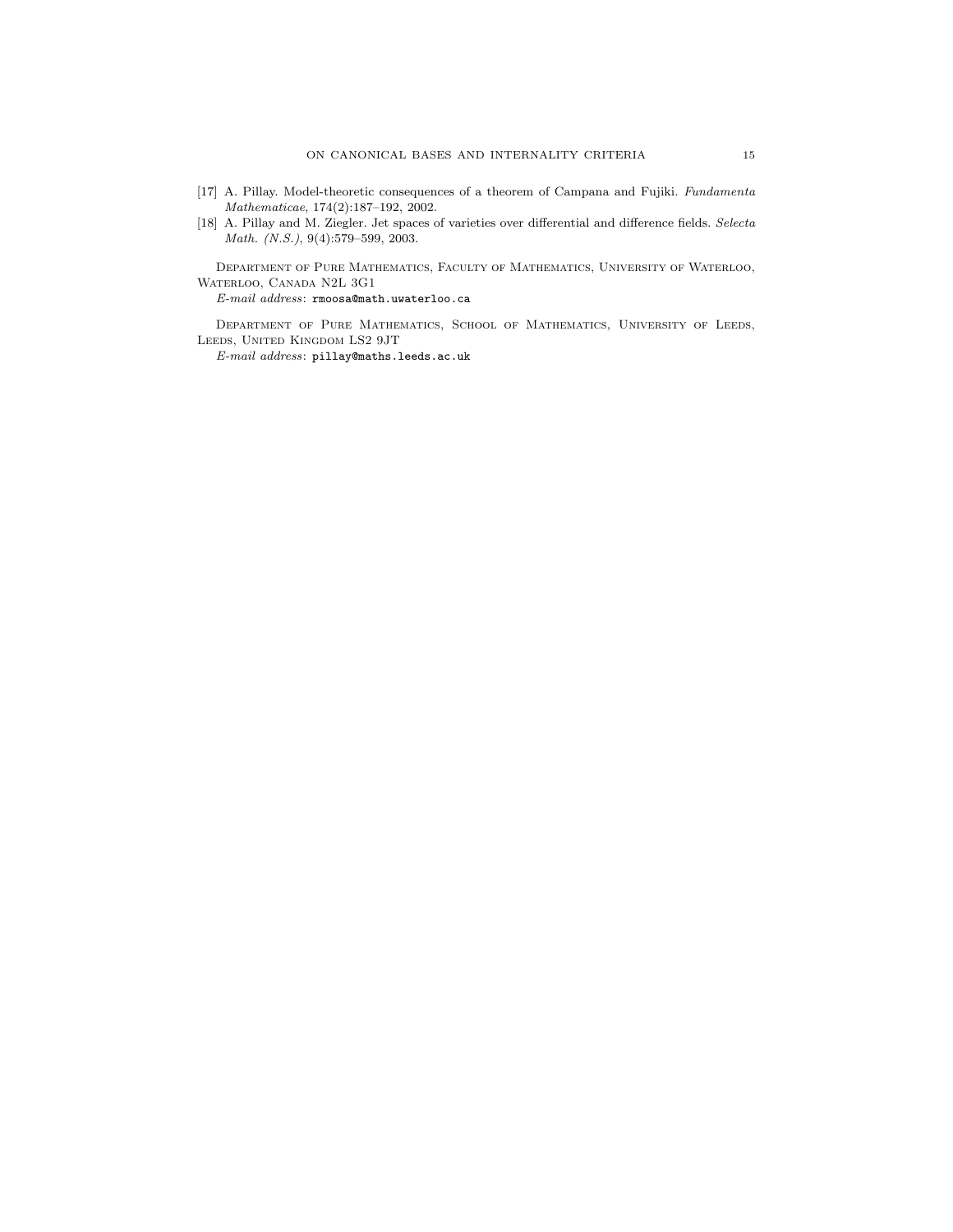[17] A. Pillay. Model-theoretic consequences of a theorem of Campana and Fujiki. *Fundamenta Mathematicae*, 174(2):187–192, 2002.

[18] A. Pillay and M. Ziegler. Jet spaces of varieties over differential and difference fields. *Selecta Math. (N.S.)*, 9(4):579–599, 2003.

Department of Pure Mathematics, Faculty of Mathematics, University of Waterloo, Waterloo, Canada N2L 3G1

*E-mail address*: rmoosa@math.uwaterloo.ca

Department of Pure Mathematics, School of Mathematics, University of Leeds, Leeds, United Kingdom LS2 9JT

*E-mail address*: pillay@maths.leeds.ac.uk